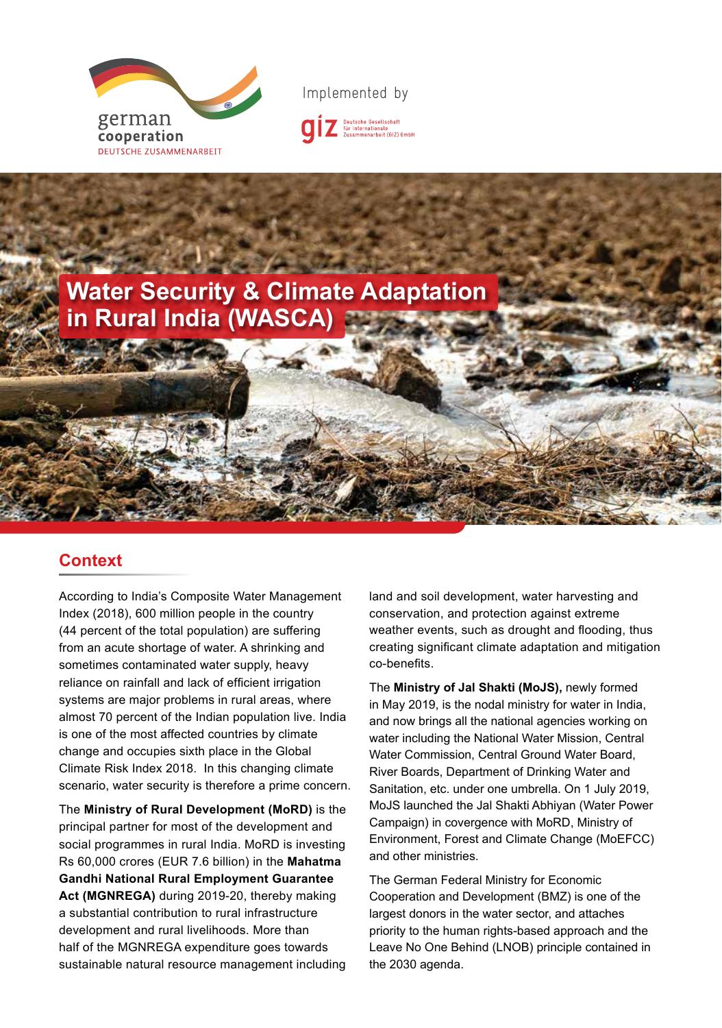german cooperation

DEUTSCHE ZUSAMMENARBEIT

Implemented by

giz Deutsche Gesellschaft für Internationale Zusammenarbeit (GIZ) GmbH

# Water Security & Climate Adaptation in Rural India (WASCA)

## Context

According to India's Composite Water Management Index (2018), 600 million people in the country (44 percent of the total population) are suffering from an acute shortage of water. A shrinking and sometimes contaminated water supply, heavy reliance on rainfall and lack of efficient irrigation systems are major problems in rural areas, where almost 70 percent of the Indian population live. India is one of the most affected countries by climate change and occupies sixth place in the Global Climate Risk Index 2018. In this changing climate scenario, water security is therefore a prime concern.

The **Ministry of Rural Development (MoRD)** is the principal partner for most of the development and social programmes in rural India. MoRD is investing Rs 60,000 crores (EUR 7.6 billion) in the **Mahatma Gandhi National Rural Employment Guarantee Act (MGNREGA)** during 2019-20, thereby making a substantial contribution to rural infrastructure development and rural livelihoods. More than half of the MGNREGA expenditure goes towards sustainable natural resource management including land and soil development, water harvesting and conservation, and protection against extreme weather events, such as drought and flooding, thus creating significant climate adaptation and mitigation co-benefits.

The **Ministry of Jal Shakti (MoJS),** newly formed in May 2019, is the nodal ministry for water in India, and now brings all the national agencies working on water including the National Water Mission, Central Water Commission, Central Ground Water Board, River Boards, Department of Drinking Water and Sanitation, etc. under one umbrella. On 1 July 2019, MoJS launched the Jal Shakti Abhiyan (Water Power Campaign) in covergence with MoRD, Ministry of Environment, Forest and Climate Change (MoEFCC) and other ministries.

The German Federal Ministry for Economic Cooperation and Development (BMZ) is one of the largest donors in the water sector, and attaches priority to the human rights-based approach and the Leave No One Behind (LNOB) principle contained in the 2030 agenda.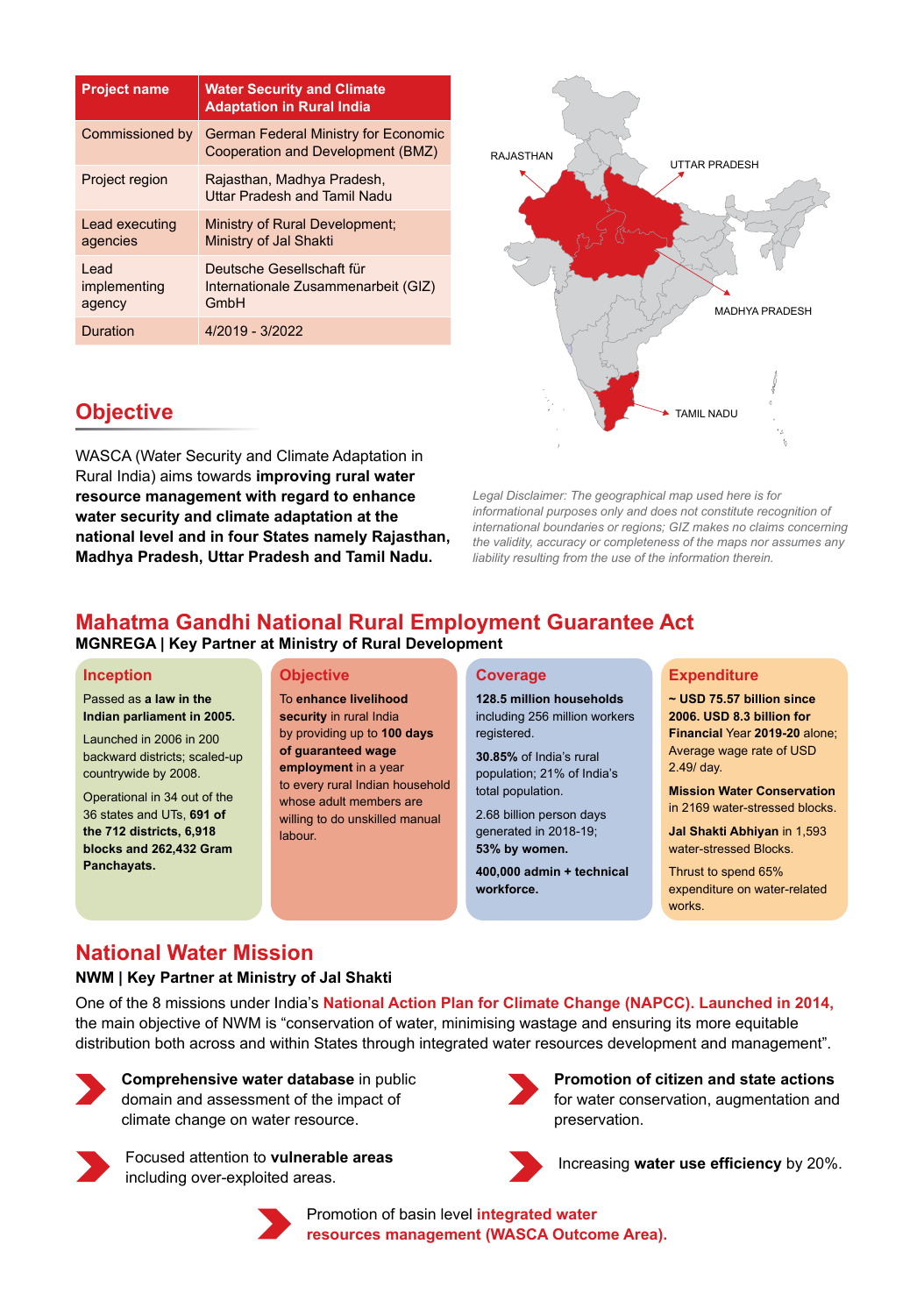| Project name | Water Security and Climate Adaptation in Rural India |
|---|---|
| Commissioned by | German Federal Ministry for Economic Cooperation and Development (BMZ) |
| Project region | Rajasthan, Madhya Pradesh, Uttar Pradesh and Tamil Nadu |
| Lead executing agencies | Ministry of Rural Development; Ministry of Jal Shakti |
| Lead implementing agency | Deutsche Gesellschaft für Internationale Zusammenarbeit (GIZ) GmbH |
| Duration | 4/2019 - 3/2022 |

RAJASTHAN
UTTAR PRADESH
MADHYA PRADESH
TAMIL NADU

*Legal Disclaimer: The geographical map used here is for informational purposes only and does not constitute recognition of international boundaries or regions; GIZ makes no claims concerning the validity, accuracy or completeness of the maps nor assumes any liability resulting from the use of the information therein.*

## Objective

WASCA (Water Security and Climate Adaptation in Rural India) aims towards **improving rural water resource management with regard to enhance water security and climate adaptation at the national level and in four States namely Rajasthan, Madhya Pradesh, Uttar Pradesh and Tamil Nadu.**

## Mahatma Gandhi National Rural Employment Guarantee Act

**MGNREGA | Key Partner at Ministry of Rural Development**

### Inception

Passed as **a law in the Indian parliament in 2005.**

Launched in 2006 in 200 backward districts; scaled-up countrywide by 2008.

Operational in 34 out of the 36 states and UTs, **691 of the 712 districts, 6,918 blocks and 262,432 Gram Panchayats.**

### Objective

To **enhance livelihood security** in rural India by providing up to **100 days of guaranteed wage employment** in a year to every rural Indian household whose adult members are willing to do unskilled manual labour.

### Coverage

**128.5 million households** including 256 million workers registered.

**30.85%** of India's rural population; 21% of India's total population.

2.68 billion person days generated in 2018-19; **53% by women.**

**400,000 admin + technical workforce.**

### Expenditure

**~ USD 75.57 billion since 2006. USD 8.3 billion for Financial** Year 2019-20 alone; Average wage rate of USD 2.49/ day.

**Mission Water Conservation** in 2169 water-stressed blocks.

**Jal Shakti Abhiyan** in 1,593 water-stressed Blocks.

Thrust to spend 65% expenditure on water-related works.

## National Water Mission

**NWM | Key Partner at Ministry of Jal Shakti**

One of the 8 missions under India's **National Action Plan for Climate Change (NAPCC). Launched in 2014,** the main objective of NWM is "conservation of water, minimising wastage and ensuring its more equitable distribution both across and within States through integrated water resources development and management".

- **Comprehensive water database** in public domain and assessment of the impact of climate change on water resource.
- **Promotion of citizen and state actions** for water conservation, augmentation and preservation.
- Focused attention to **vulnerable areas** including over-exploited areas.
- Increasing **water use efficiency** by 20%.
- Promotion of basin level **integrated water resources management (WASCA Outcome Area).**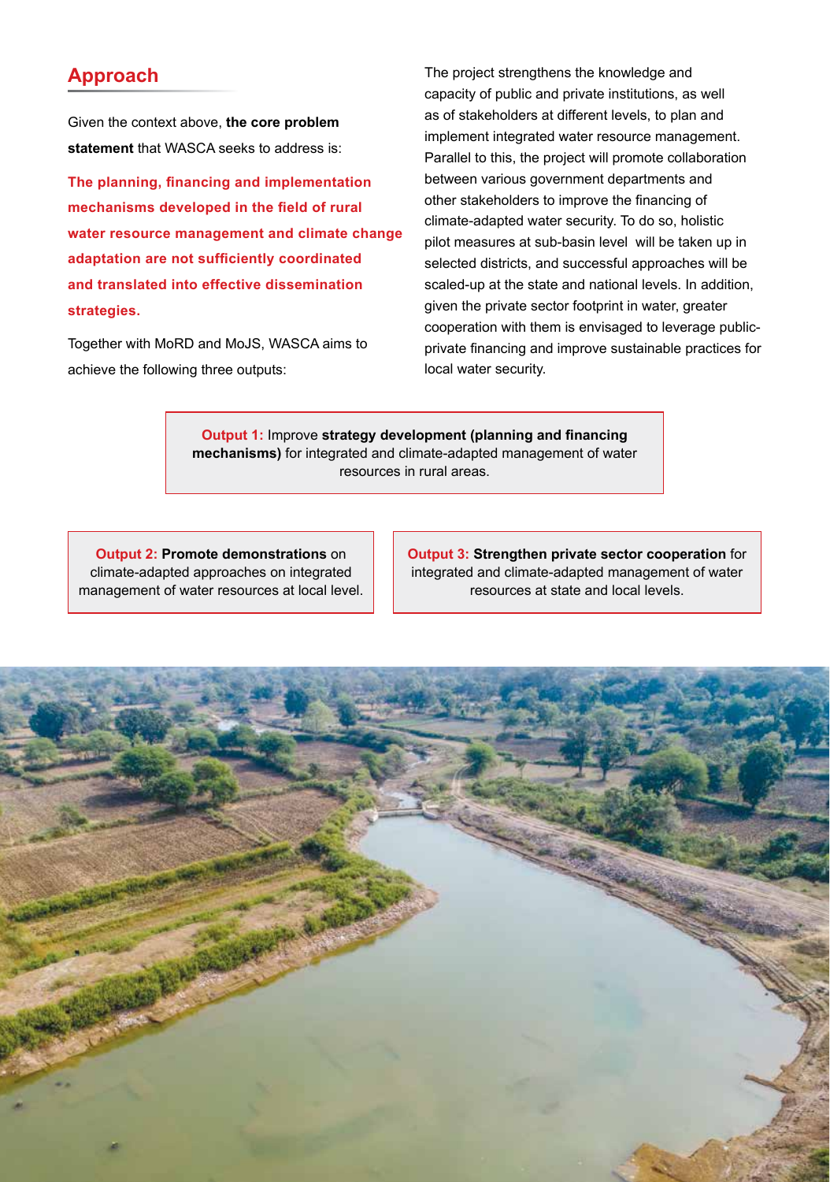## Approach

Given the context above, **the core problem statement** that WASCA seeks to address is:

**The planning, financing and implementation mechanisms developed in the field of rural water resource management and climate change adaptation are not sufficiently coordinated and translated into effective dissemination strategies.**

Together with MoRD and MoJS, WASCA aims to achieve the following three outputs:

The project strengthens the knowledge and capacity of public and private institutions, as well as of stakeholders at different levels, to plan and implement integrated water resource management. Parallel to this, the project will promote collaboration between various government departments and other stakeholders to improve the financing of climate-adapted water security. To do so, holistic pilot measures at sub-basin level will be taken up in selected districts, and successful approaches will be scaled-up at the state and national levels. In addition, given the private sector footprint in water, greater cooperation with them is envisaged to leverage public-private financing and improve sustainable practices for local water security.

**Output 1:** Improve **strategy development (planning and financing mechanisms)** for integrated and climate-adapted management of water resources in rural areas.

**Output 2:** **Promote demonstrations** on climate-adapted approaches on integrated management of water resources at local level.

**Output 3:** **Strengthen private sector cooperation** for integrated and climate-adapted management of water resources at state and local levels.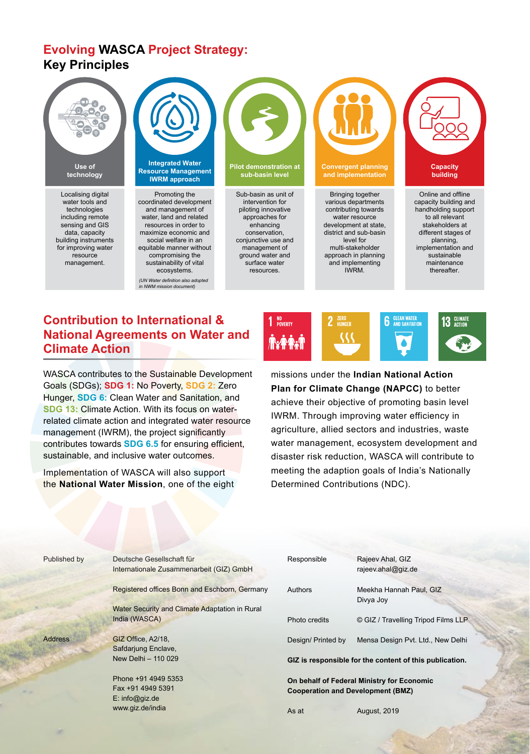## Evolving WASCA Project Strategy: Key Principles

**Use of technology**

Localising digital water tools and technologies including remote sensing and GIS data, capacity building instruments for improving water resource management.

**Integrated Water Resource Management IWRM approach**

Promoting the coordinated development and management of water, land and related resources in order to maximize economic and social welfare in an equitable manner without compromising the sustainability of vital ecosystems.

*(UN Water definition also adopted in NWM mission document)*

**Pilot demonstration at sub-basin level**

Sub-basin as unit of intervention for piloting innovative approaches for enhancing conservation, conjunctive use and management of ground water and surface water resources.

**Convergent planning and implementation**

Bringing together various departments contributing towards water resource development at state, district and sub-basin level for multi-stakeholder approach in planning and implementing IWRM.

**Capacity building**

Online and offline capacity building and handholding support to all relevant stakeholders at different stages of planning, implementation and sustainable maintenance thereafter.

## Contribution to International & National Agreements on Water and Climate Action

1 NO POVERTY

2 ZERO HUNGER

6 CLEAN WATER AND SANITATION

13 CLIMATE ACTION

WASCA contributes to the Sustainable Development Goals (SDGs); **SDG 1:** No Poverty, **SDG 2:** Zero Hunger, **SDG 6:** Clean Water and Sanitation, and **SDG 13:** Climate Action. With its focus on water-related climate action and integrated water resource management (IWRM), the project significantly contributes towards **SDG 6.5** for ensuring efficient, sustainable, and inclusive water outcomes.

Implementation of WASCA will also support the **National Water Mission**, one of the eight missions under the **Indian National Action Plan for Climate Change (NAPCC)** to better achieve their objective of promoting basin level IWRM. Through improving water efficiency in agriculture, allied sectors and industries, waste water management, ecosystem development and disaster risk reduction, WASCA will contribute to meeting the adaption goals of India's Nationally Determined Contributions (NDC).

| | |
|---|---|
| Published by | Deutsche Gesellschaft für Internationale Zusammenarbeit (GIZ) GmbH<br><br>Registered offices Bonn and Eschborn, Germany<br><br>Water Security and Climate Adaptation in Rural India (WASCA) |
| Address | GIZ Office, A2/18, Safdarjung Enclave, New Delhi – 110 029<br><br>Phone +91 4949 5353<br>Fax +91 4949 5391<br>E: info@giz.de<br>www.giz.de/india |

| | |
|---|---|
| Responsible | Rajeev Ahal, GIZ<br>rajeev.ahal@giz.de |
| Authors | Meekha Hannah Paul, GIZ<br>Divya Joy |
| Photo credits | © GIZ / Travelling Tripod Films LLP |
| Design/ Printed by | Mensa Design Pvt. Ltd., New Delhi |

**GIZ is responsible for the content of this publication.**

**On behalf of Federal Ministry for Economic Cooperation and Development (BMZ)**

As at August, 2019